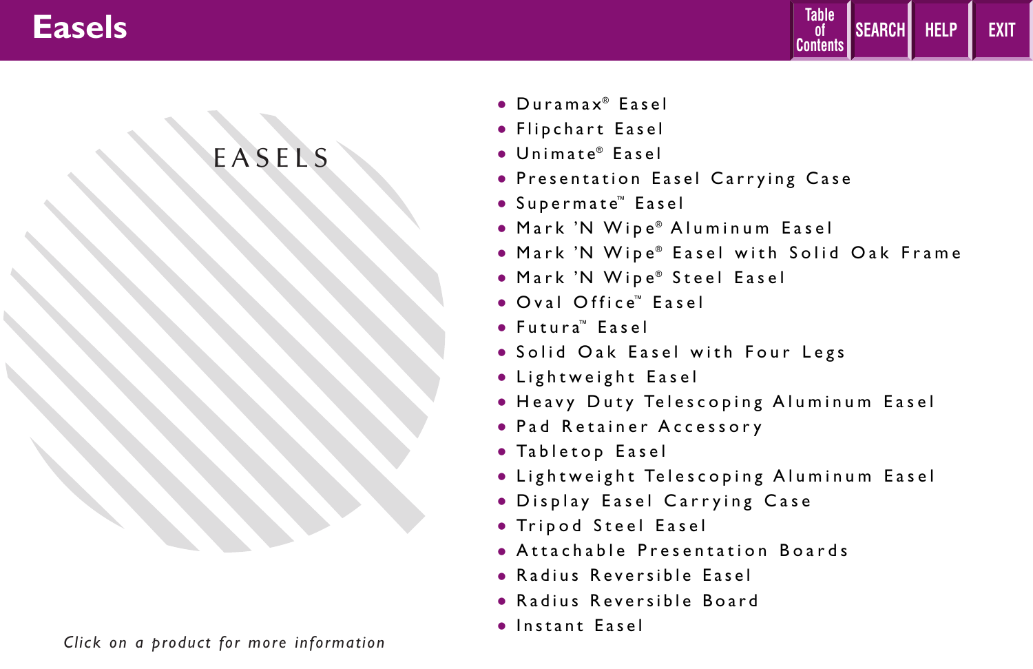# Easels

## EASELS

- Duramax® Easel
- Flipchart Easel
- Unimate® Easel
- Presentation Easel Carrying Case
- Supermate™ Easel
- Mark 'N Wipe® Aluminum Easel
- Mark 'N Wipe® Easel with Solid Oak Frame
- Mark 'N Wipe® Steel Easel
- Oval Office™ Easel
- Futura™ Easel
- Solid Oak Easel with Four Legs
- Lightweight Easel
- Heavy Duty Telescoping Aluminum Easel
- Pad Retainer Accessory
- Tabletop Easel
- Lightweight Telescoping Aluminum Easel
- Display Easel Carrying Case
- Tripod Steel Easel
- Attachable Presentation Boards
- Radius Reversible Easel
- Radius Reversible Board
- Instant Easel

*Click on a product for more information*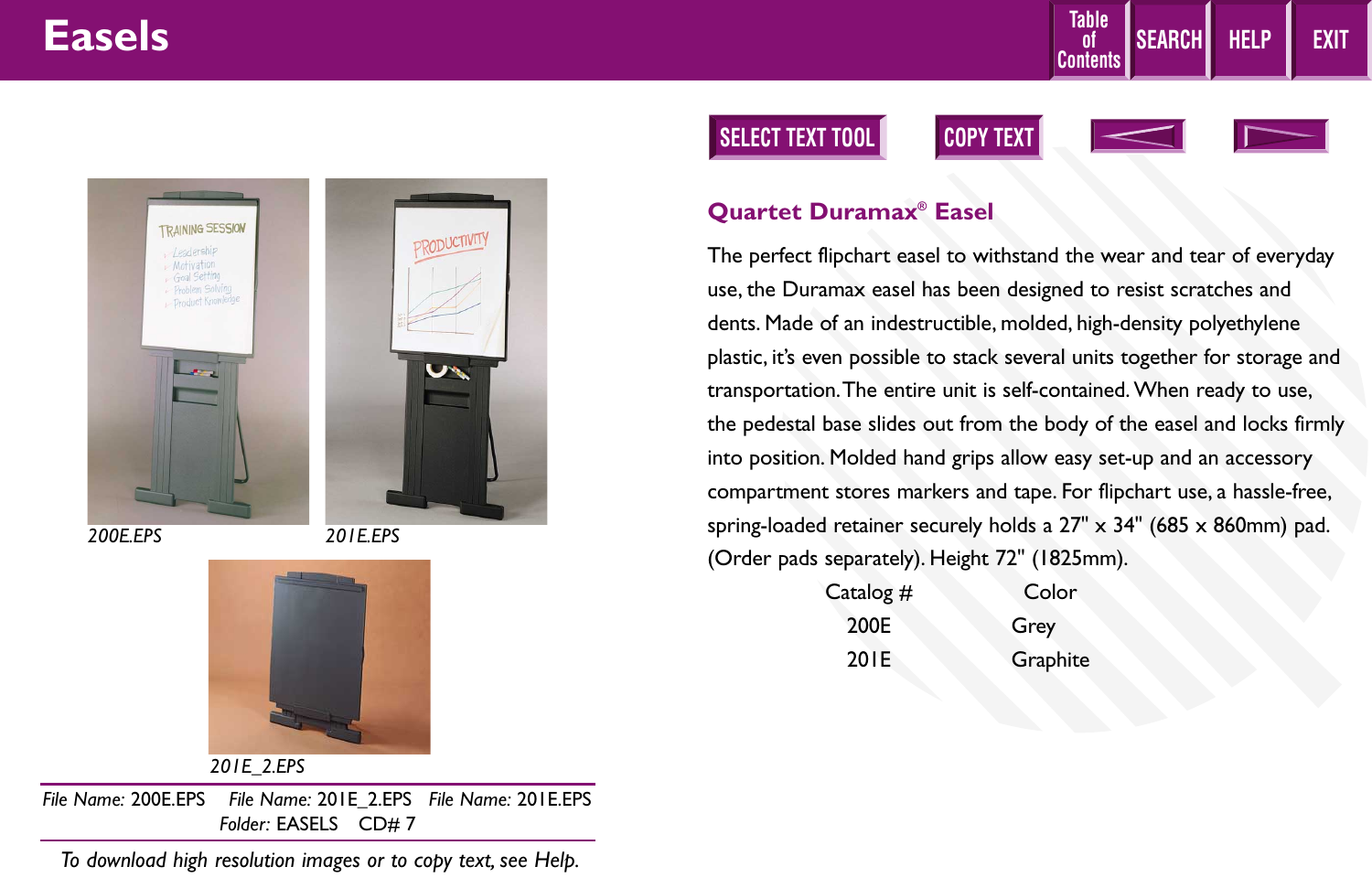# Easels

## Quartet Duramax® Easel

The perfect flipchart easel to withstand the wear and tear of everyday use, the Duramax easel has been designed to resist scratches and dents. Made of an indestructible, molded, high-density polyethylene plastic, it's even possible to stack several units together for storage and transportation. The entire unit is self-contained. When ready to use, the pedestal base slides out from the body of the easel and locks firmly into position. Molded hand grips allow easy set-up and an accessory compartment stores markers and tape. For flipchart use, a hassle-free, spring-loaded retainer securely holds a 27" x 34" (685 x 860mm) pad. (Order pads separately). Height 72" (1825mm).

| Catalog # | Color |
|---|---|
| 200E | Grey |
| 201E | Graphite |

*200E.EPS*

*201E.EPS*

*201E_2.EPS*

*File Name:* 200E.EPS *File Name:* 201E_2.EPS *File Name:* 201E.EPS
*Folder:* EASELS CD# 7

*To download high resolution images or to copy text, see Help.*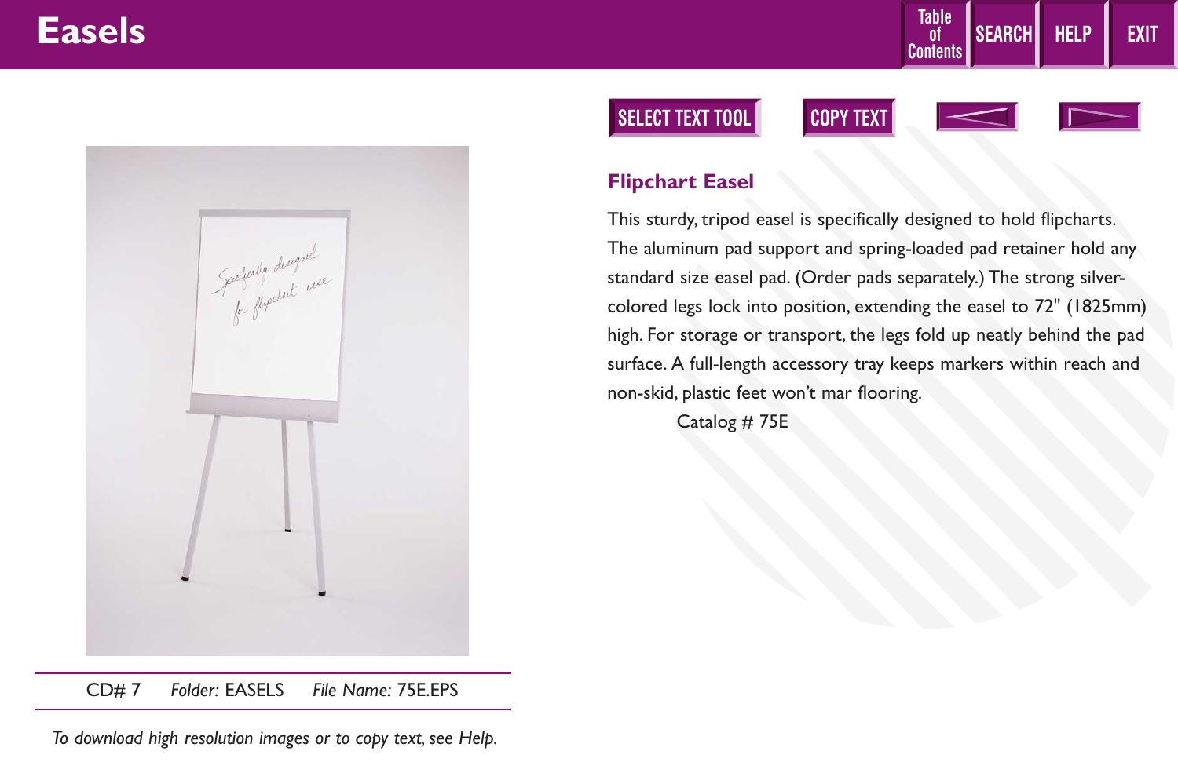# Easels

## Flipchart Easel

This sturdy, tripod easel is specifically designed to hold flipcharts. The aluminum pad support and spring-loaded pad retainer hold any standard size easel pad. (Order pads separately.) The strong silver-colored legs lock into position, extending the easel to 72" (1825mm) high. For storage or transport, the legs fold up neatly behind the pad surface. A full-length accessory tray keeps markers within reach and non-skid, plastic feet won't mar flooring.

Catalog # 75E

CD# 7 *Folder:* EASELS *File Name:* 75E.EPS

*To download high resolution images or to copy text, see Help.*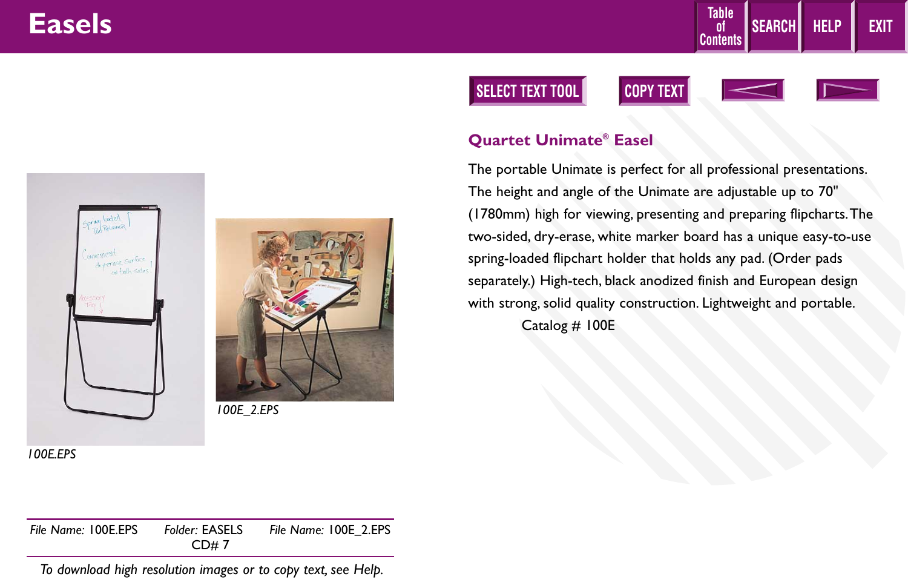# Easels

## Quartet Unimate® Easel

The portable Unimate is perfect for all professional presentations. The height and angle of the Unimate are adjustable up to 70" (1780mm) high for viewing, presenting and preparing flipcharts. The two-sided, dry-erase, white marker board has a unique easy-to-use spring-loaded flipchart holder that holds any pad. (Order pads separately.) High-tech, black anodized finish and European design with strong, solid quality construction. Lightweight and portable.

Catalog # 100E

*100E.EPS*

*100E_2.EPS*

*File Name:* 100E.EPS | *Folder:* EASELS CD# 7 | *File Name:* 100E_2.EPS

*To download high resolution images or to copy text, see Help.*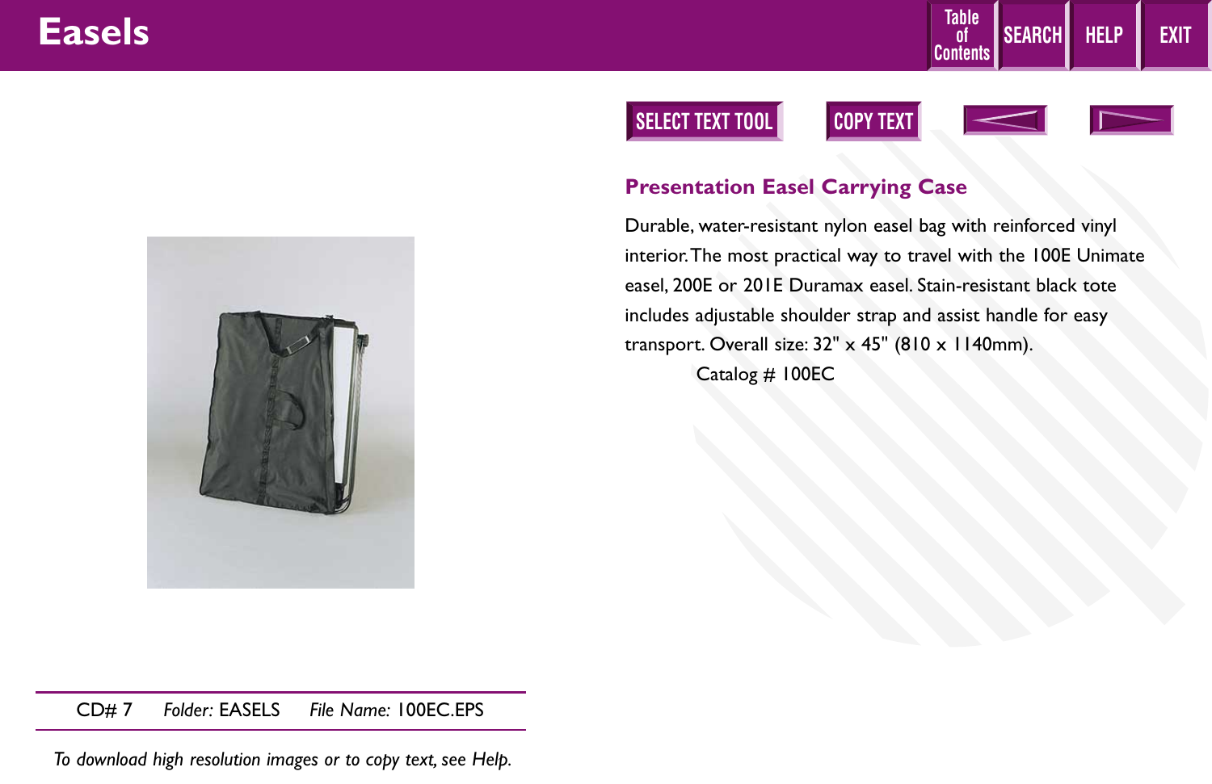# Easels

## Presentation Easel Carrying Case

Durable, water-resistant nylon easel bag with reinforced vinyl interior. The most practical way to travel with the 100E Unimate easel, 200E or 201E Duramax easel. Stain-resistant black tote includes adjustable shoulder strap and assist handle for easy transport. Overall size: 32" x 45" (810 x 1140mm).

Catalog # 100EC

CD# 7 *Folder:* EASELS *File Name:* 100EC.EPS

*To download high resolution images or to copy text, see Help.*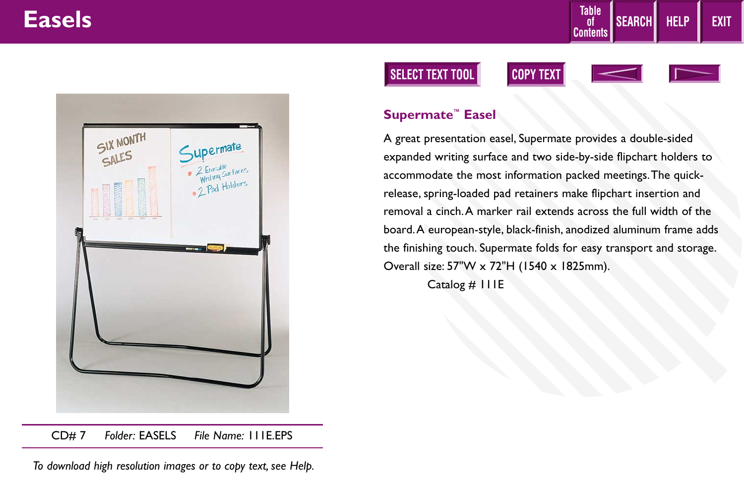# Easels

## Supermate™ Easel

A great presentation easel, Supermate provides a double-sided expanded writing surface and two side-by-side flipchart holders to accommodate the most information packed meetings. The quick-release, spring-loaded pad retainers make flipchart insertion and removal a cinch. A marker rail extends across the full width of the board. A european-style, black-finish, anodized aluminum frame adds the finishing touch. Supermate folds for easy transport and storage. Overall size: 57"W x 72"H (1540 x 1825mm).

Catalog # 111E

CD# 7 *Folder:* EASELS *File Name:* 111E.EPS

*To download high resolution images or to copy text, see Help.*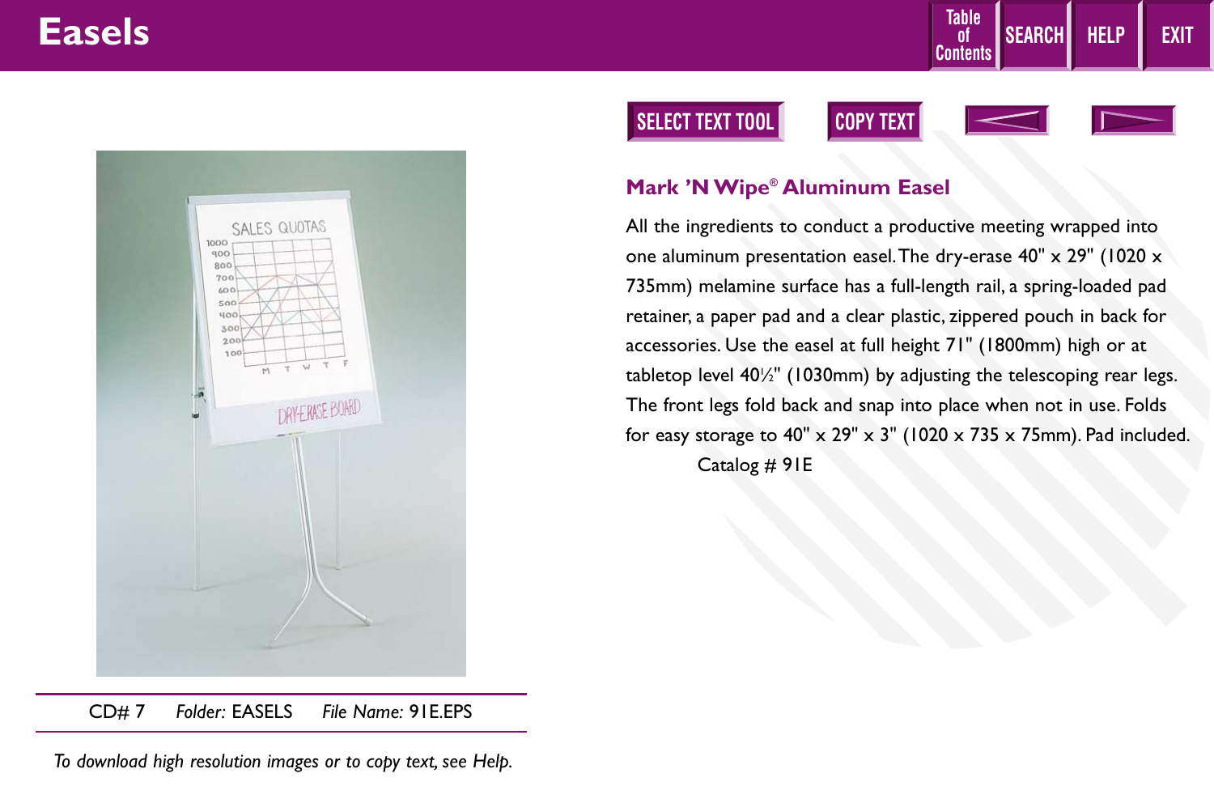# Easels

## Mark ’N Wipe® Aluminum Easel

All the ingredients to conduct a productive meeting wrapped into one aluminum presentation easel. The dry-erase 40" x 29" (1020 x 735mm) melamine surface has a full-length rail, a spring-loaded pad retainer, a paper pad and a clear plastic, zippered pouch in back for accessories. Use the easel at full height 71" (1800mm) high or at tabletop level 40½" (1030mm) by adjusting the telescoping rear legs. The front legs fold back and snap into place when not in use. Folds for easy storage to 40" x 29" x 3" (1020 x 735 x 75mm). Pad included.

Catalog # 91E

CD# 7 *Folder:* EASELS *File Name:* 91E.EPS

*To download high resolution images or to copy text, see Help.*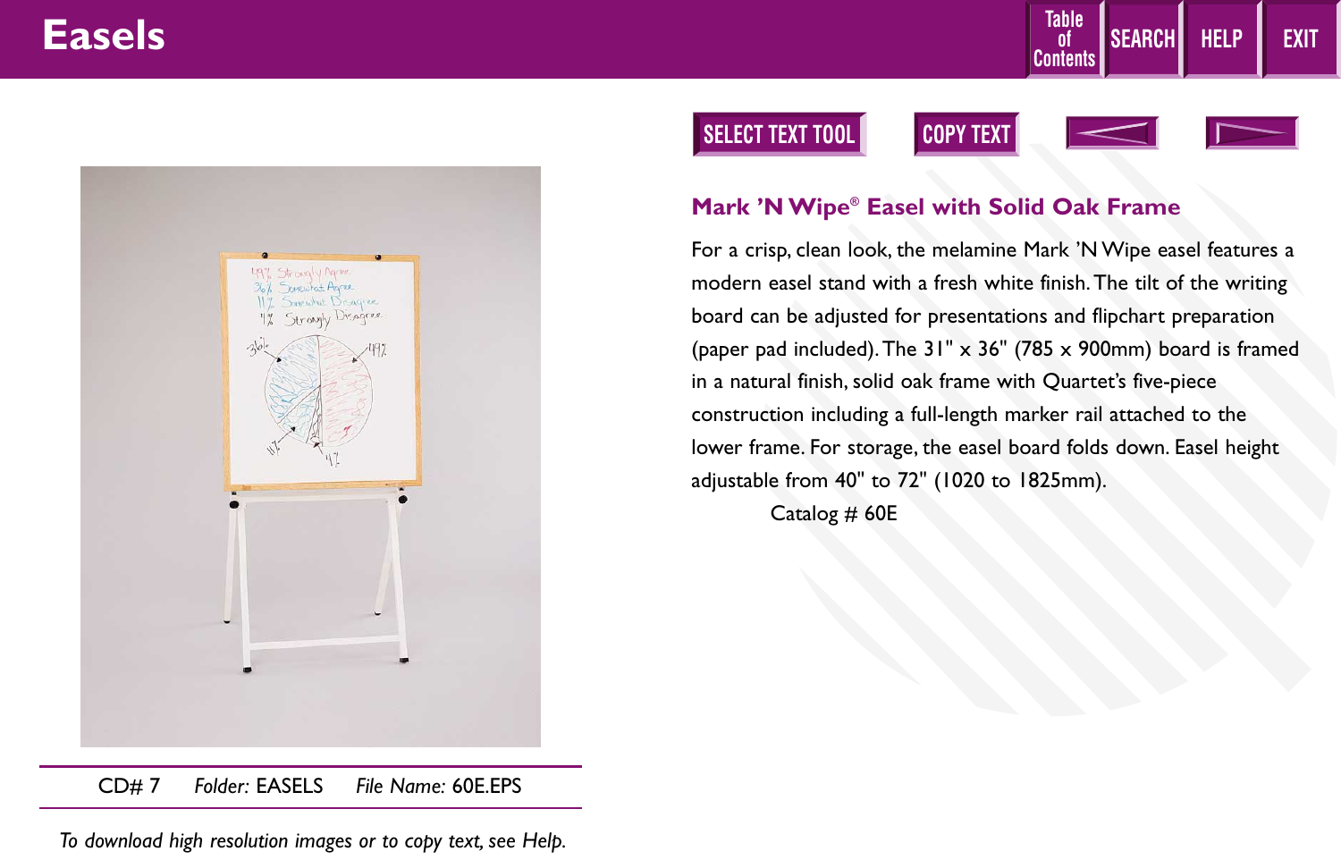# Easels

## Mark 'N Wipe® Easel with Solid Oak Frame

For a crisp, clean look, the melamine Mark 'N Wipe easel features a modern easel stand with a fresh white finish. The tilt of the writing board can be adjusted for presentations and flipchart preparation (paper pad included). The 31" x 36" (785 x 900mm) board is framed in a natural finish, solid oak frame with Quartet's five-piece construction including a full-length marker rail attached to the lower frame. For storage, the easel board folds down. Easel height adjustable from 40" to 72" (1020 to 1825mm).

Catalog # 60E

CD# 7 *Folder:* EASELS *File Name:* 60E.EPS

*To download high resolution images or to copy text, see Help.*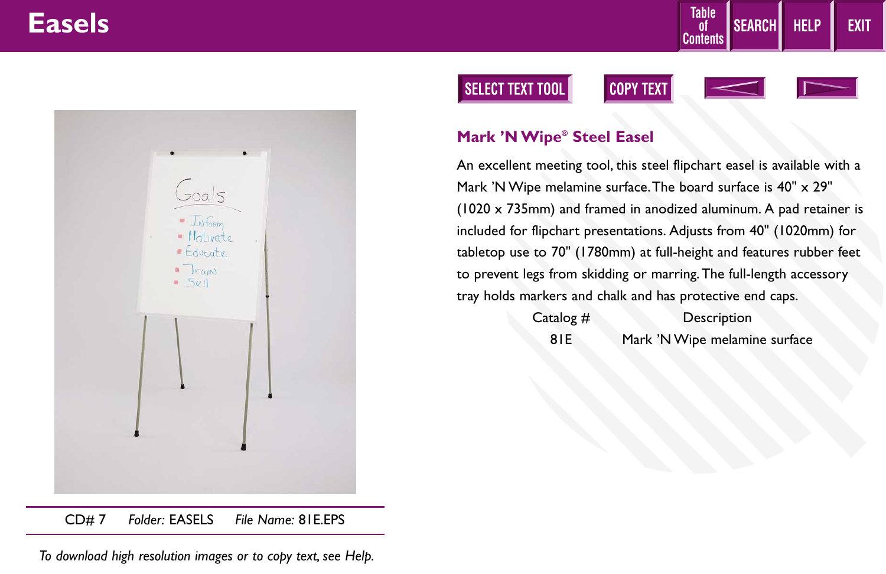# Easels

## Mark ’N Wipe® Steel Easel

An excellent meeting tool, this steel flipchart easel is available with a Mark ’N Wipe melamine surface. The board surface is 40" x 29" (1020 x 735mm) and framed in anodized aluminum. A pad retainer is included for flipchart presentations. Adjusts from 40" (1020mm) for tabletop use to 70" (1780mm) at full-height and features rubber feet to prevent legs from skidding or marring. The full-length accessory tray holds markers and chalk and has protective end caps.

| Catalog # | Description |
|---|---|
| 81E | Mark ’N Wipe melamine surface |

CD# 7 *Folder:* EASELS *File Name:* 81E.EPS

*To download high resolution images or to copy text, see Help.*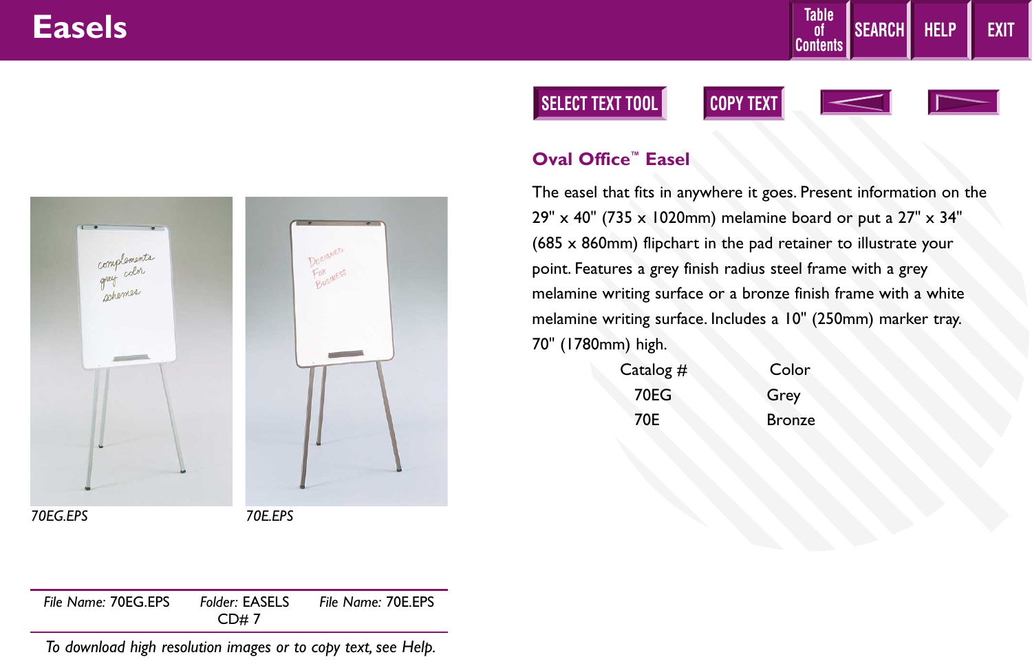# Easels

## Oval Office™ Easel

The easel that fits in anywhere it goes. Present information on the 29" x 40" (735 x 1020mm) melamine board or put a 27" x 34" (685 x 860mm) flipchart in the pad retainer to illustrate your point. Features a grey finish radius steel frame with a grey melamine writing surface or a bronze finish frame with a white melamine writing surface. Includes a 10" (250mm) marker tray. 70" (1780mm) high.

| Catalog # | Color |
|---|---|
| 70EG | Grey |
| 70E | Bronze |

*70EG.EPS*

*70E.EPS*

| *File Name:* 70EG.EPS | *Folder:* EASELS CD# 7 | *File Name:* 70E.EPS |
|---|---|---|

*To download high resolution images or to copy text, see Help.*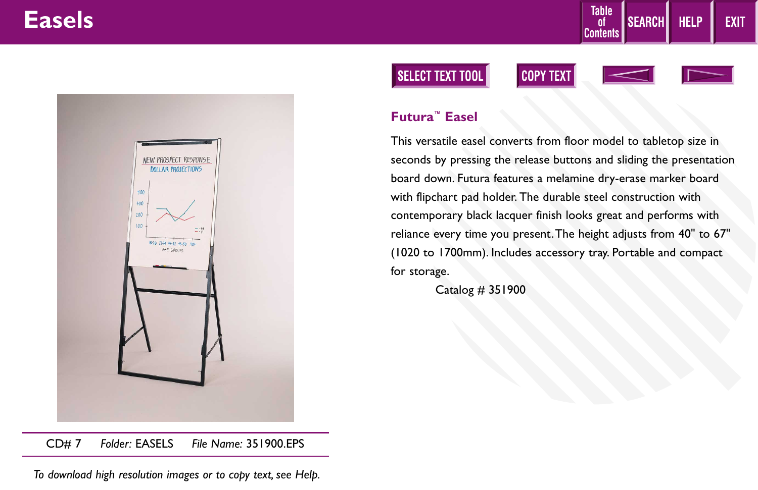# Easels

## Futura™ Easel

This versatile easel converts from floor model to tabletop size in seconds by pressing the release buttons and sliding the presentation board down. Futura features a melamine dry-erase marker board with flipchart pad holder. The durable steel construction with contemporary black lacquer finish looks great and performs with reliance every time you present. The height adjusts from 40" to 67" (1020 to 1700mm). Includes accessory tray. Portable and compact for storage.

Catalog # 351900

CD# 7 *Folder:* EASELS *File Name:* 351900.EPS

*To download high resolution images or to copy text, see Help.*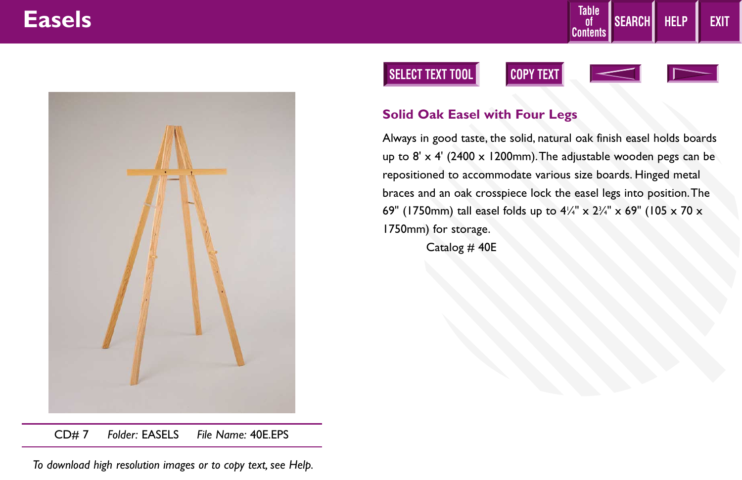# Easels

## Solid Oak Easel with Four Legs

Always in good taste, the solid, natural oak finish easel holds boards up to 8' x 4' (2400 x 1200mm). The adjustable wooden pegs can be repositioned to accommodate various size boards. Hinged metal braces and an oak crosspiece lock the easel legs into position. The 69" (1750mm) tall easel folds up to 4¼" x 2¾" x 69" (105 x 70 x 1750mm) for storage.

Catalog # 40E

CD# 7 *Folder:* EASELS *File Name:* 40E.EPS

*To download high resolution images or to copy text, see Help.*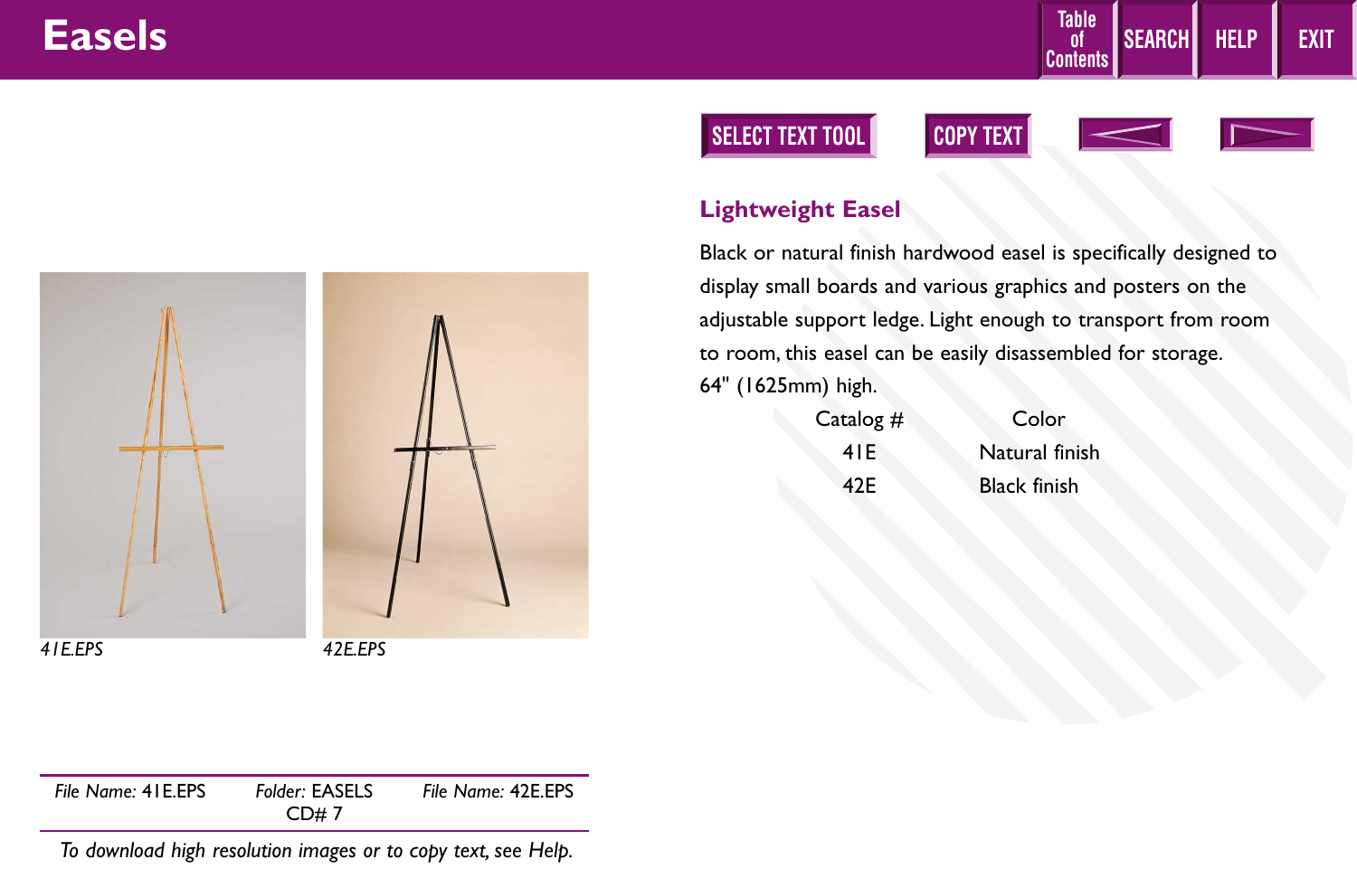# Easels

## Lightweight Easel

Black or natural finish hardwood easel is specifically designed to display small boards and various graphics and posters on the adjustable support ledge. Light enough to transport from room to room, this easel can be easily disassembled for storage.
64" (1625mm) high.

| Catalog # | Color |
|---|---|
| 41E | Natural finish |
| 42E | Black finish |

*41E.EPS*

*42E.EPS*

| *File Name:* 41E.EPS | *Folder:* EASELS CD# 7 | *File Name:* 42E.EPS |
|---|---|---|

*To download high resolution images or to copy text, see Help.*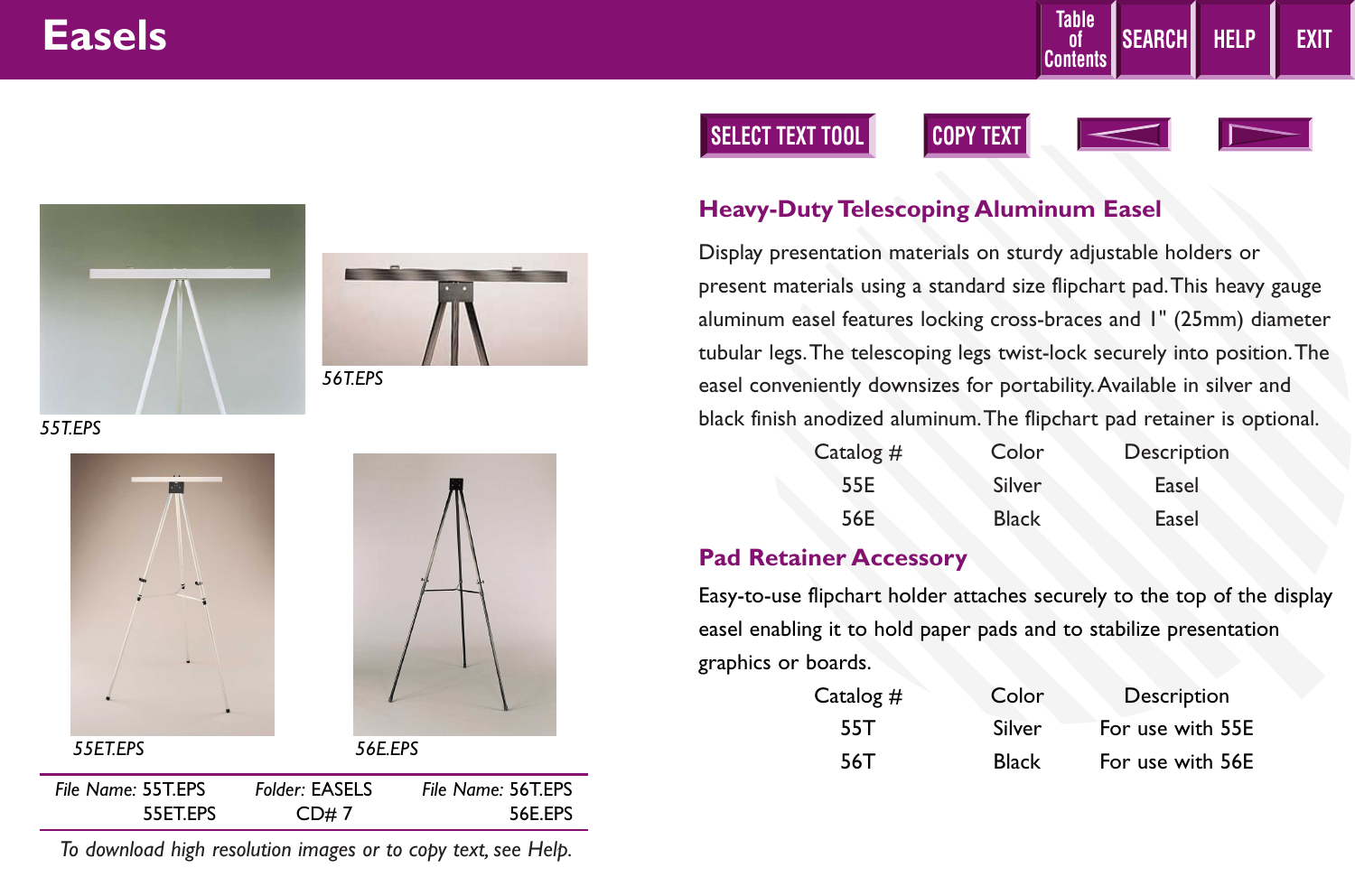# Easels

55T.EPS

56T.EPS

55ET.EPS

56E.EPS

| *File Name:* 55T.EPS | *Folder:* EASELS | *File Name:* 56T.EPS |
|---|---|---|
| 55ET.EPS | CD# 7 | 56E.EPS |

*To download high resolution images or to copy text, see Help.*

## Heavy-Duty Telescoping Aluminum Easel

Display presentation materials on sturdy adjustable holders or present materials using a standard size flipchart pad. This heavy gauge aluminum easel features locking cross-braces and 1" (25mm) diameter tubular legs. The telescoping legs twist-lock securely into position. The easel conveniently downsizes for portability. Available in silver and black finish anodized aluminum. The flipchart pad retainer is optional.

| Catalog # | Color | Description |
|---|---|---|
| 55E | Silver | Easel |
| 56E | Black | Easel |

## Pad Retainer Accessory

Easy-to-use flipchart holder attaches securely to the top of the display easel enabling it to hold paper pads and to stabilize presentation graphics or boards.

| Catalog # | Color | Description |
|---|---|---|
| 55T | Silver | For use with 55E |
| 56T | Black | For use with 56E |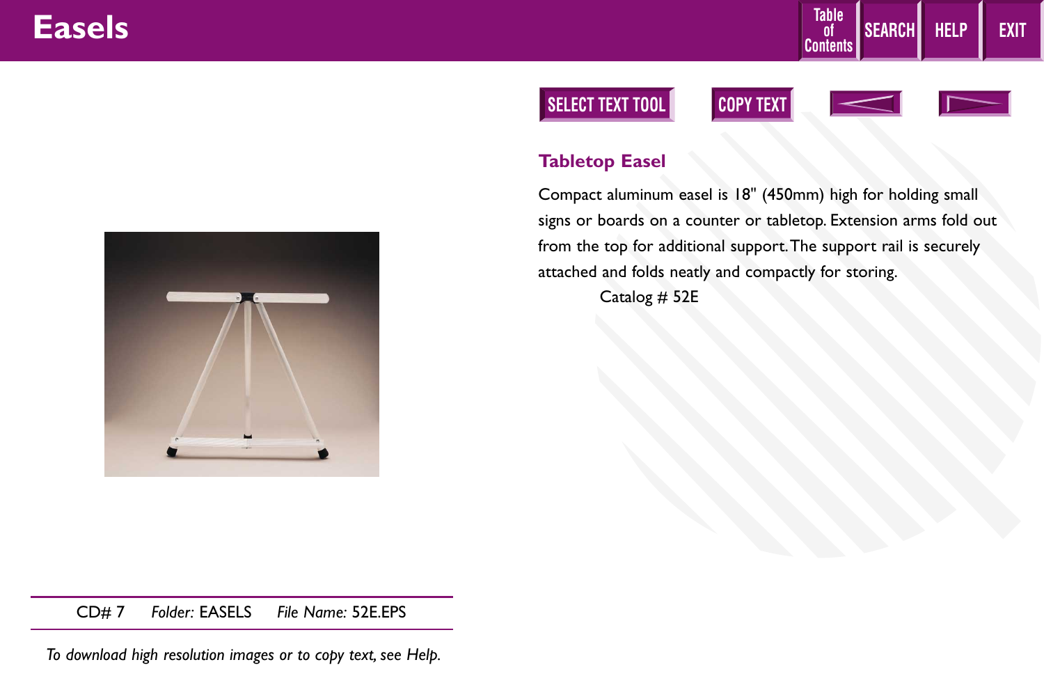# Easels

## Tabletop Easel

Compact aluminum easel is 18" (450mm) high for holding small signs or boards on a counter or tabletop. Extension arms fold out from the top for additional support. The support rail is securely attached and folds neatly and compactly for storing.

Catalog # 52E

CD# 7 *Folder:* EASELS *File Name:* 52E.EPS

*To download high resolution images or to copy text, see Help.*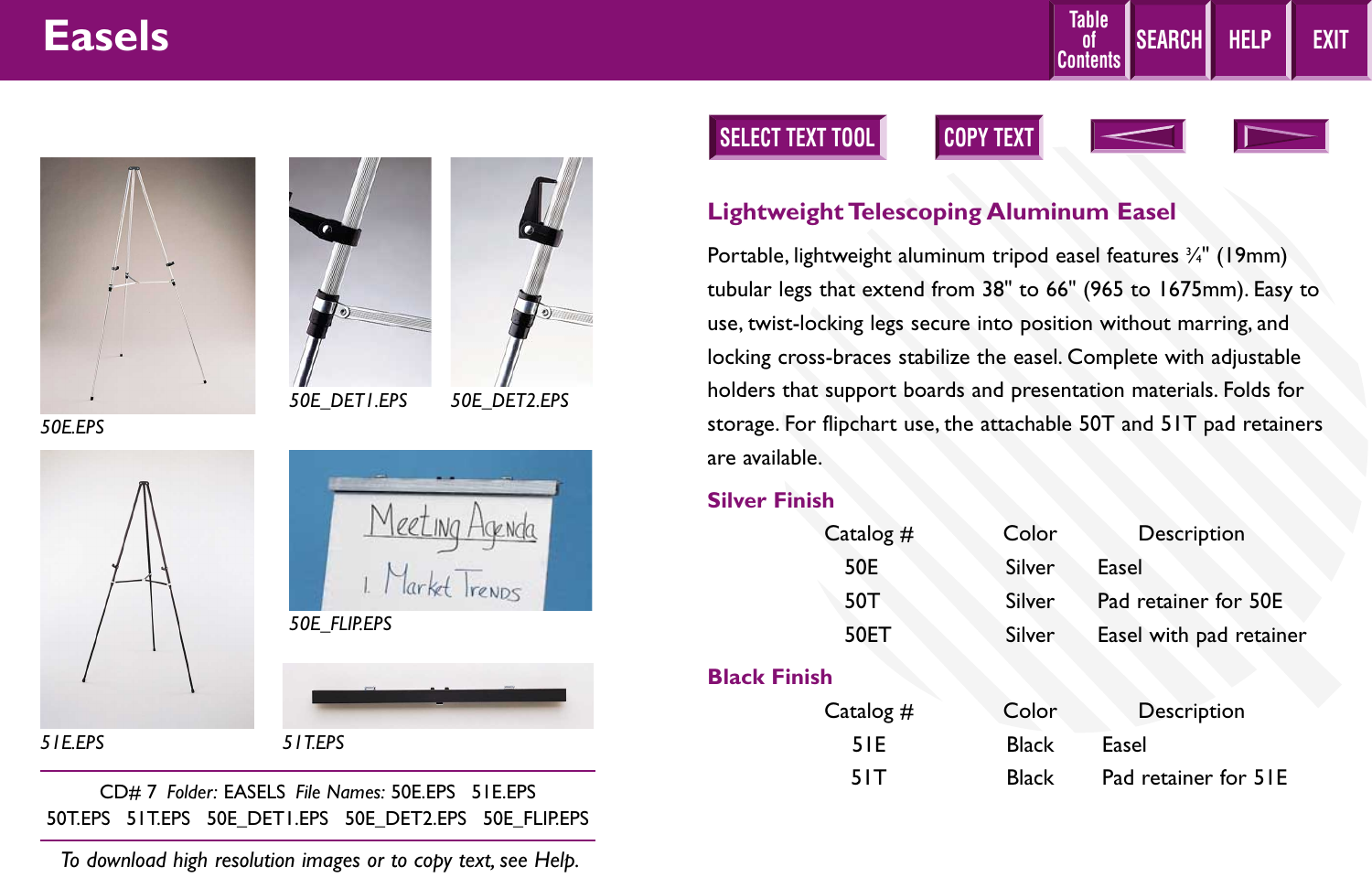# Easels

Table of Contents | SEARCH | HELP | EXIT

SELECT TEXT TOOL | COPY TEXT

*50E.EPS*

*50E_DET1.EPS*

*50E_DET2.EPS*

*51E.EPS*

*50E_FLIP.EPS*

*51T.EPS*

## Lightweight Telescoping Aluminum Easel

Portable, lightweight aluminum tripod easel features ¾" (19mm) tubular legs that extend from 38" to 66" (965 to 1675mm). Easy to use, twist-locking legs secure into position without marring, and locking cross-braces stabilize the easel. Complete with adjustable holders that support boards and presentation materials. Folds for storage. For flipchart use, the attachable 50T and 51T pad retainers are available.

### Silver Finish

| Catalog # | Color | Description |
|---|---|---|
| 50E | Silver | Easel |
| 50T | Silver | Pad retainer for 50E |
| 50ET | Silver | Easel with pad retainer |

### Black Finish

| Catalog # | Color | Description |
|---|---|---|
| 51E | Black | Easel |
| 51T | Black | Pad retainer for 51E |

CD# 7 *Folder:* EASELS *File Names:* 50E.EPS 51E.EPS 50T.EPS 51T.EPS 50E_DET1.EPS 50E_DET2.EPS 50E_FLIP.EPS

*To download high resolution images or to copy text, see Help.*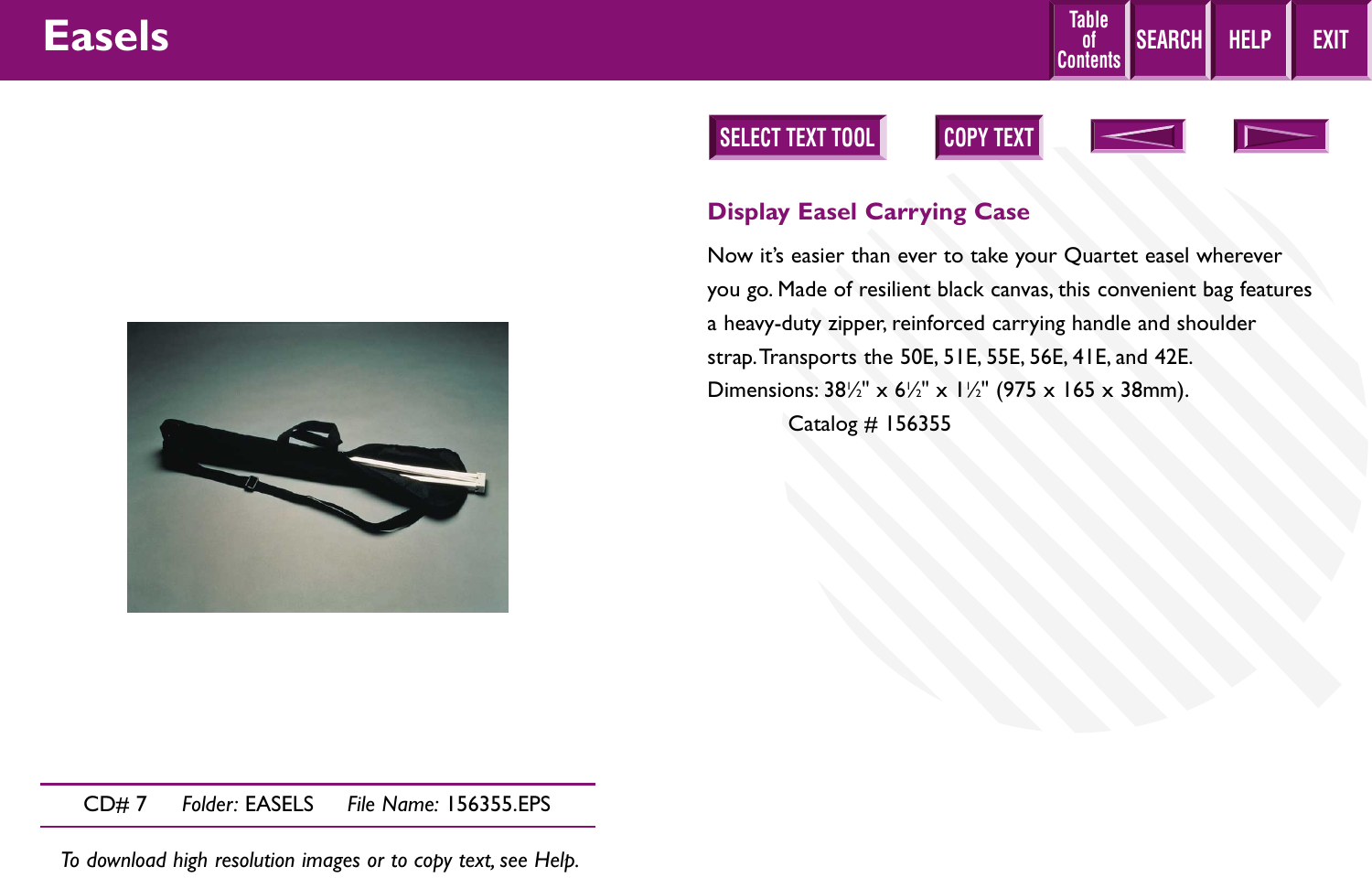# Easels

## Display Easel Carrying Case

Now it's easier than ever to take your Quartet easel wherever you go. Made of resilient black canvas, this convenient bag features a heavy-duty zipper, reinforced carrying handle and shoulder strap. Transports the 50E, 51E, 55E, 56E, 41E, and 42E. Dimensions: 38½" x 6½" x 1½" (975 x 165 x 38mm).

Catalog # 156355

CD# 7 *Folder:* EASELS *File Name:* 156355.EPS

*To download high resolution images or to copy text, see Help.*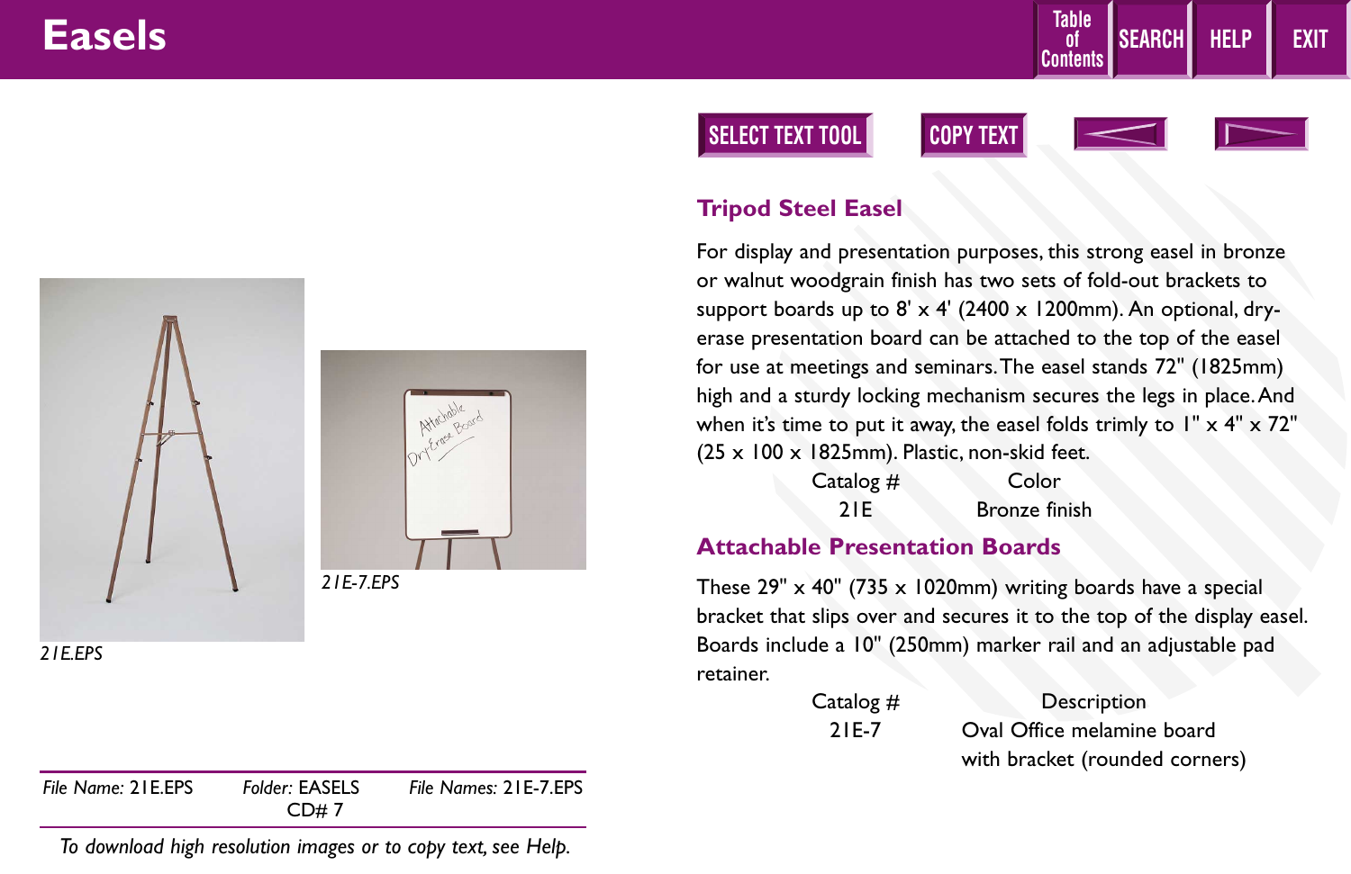# Easels

## Tripod Steel Easel

For display and presentation purposes, this strong easel in bronze or walnut woodgrain finish has two sets of fold-out brackets to support boards up to 8' x 4' (2400 x 1200mm). An optional, dry-erase presentation board can be attached to the top of the easel for use at meetings and seminars. The easel stands 72" (1825mm) high and a sturdy locking mechanism secures the legs in place. And when it's time to put it away, the easel folds trimly to 1" x 4" x 72" (25 x 100 x 1825mm). Plastic, non-skid feet.

| Catalog # | Color |
|---|---|
| 21E | Bronze finish |

## Attachable Presentation Boards

These 29" x 40" (735 x 1020mm) writing boards have a special bracket that slips over and secures it to the top of the display easel. Boards include a 10" (250mm) marker rail and an adjustable pad retainer.

| Catalog # | Description |
|---|---|
| 21E-7 | Oval Office melamine board with bracket (rounded corners) |

*21E.EPS*

*21E-7.EPS*

*File Name:* 21E.EPS *Folder:* EASELS CD# 7 *File Names:* 21E-7.EPS

*To download high resolution images or to copy text, see Help.*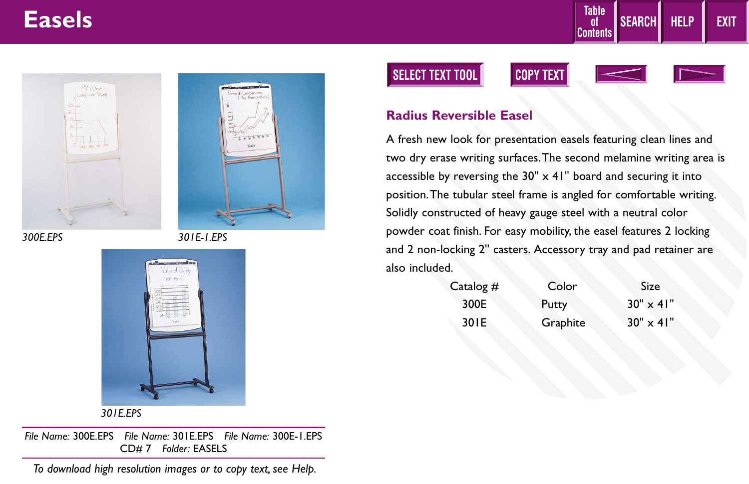# Easels

Table of Contents | SEARCH | HELP | EXIT

SELECT TEXT TOOL | COPY TEXT

*300E.EPS*

*301E-1.EPS*

*301E.EPS*

## Radius Reversible Easel

A fresh new look for presentation easels featuring clean lines and two dry erase writing surfaces. The second melamine writing area is accessible by reversing the 30" x 41" board and securing it into position. The tubular steel frame is angled for comfortable writing. Solidly constructed of heavy gauge steel with a neutral color powder coat finish. For easy mobility, the easel features 2 locking and 2 non-locking 2" casters. Accessory tray and pad retainer are also included.

| Catalog # | Color | Size |
|---|---|---|
| 300E | Putty | 30" x 41" |
| 301E | Graphite | 30" x 41" |

*File Name:* 300E.EPS *File Name:* 301E.EPS *File Name:* 300E-1.EPS
CD# 7 *Folder:* EASELS

*To download high resolution images or to copy text, see Help.*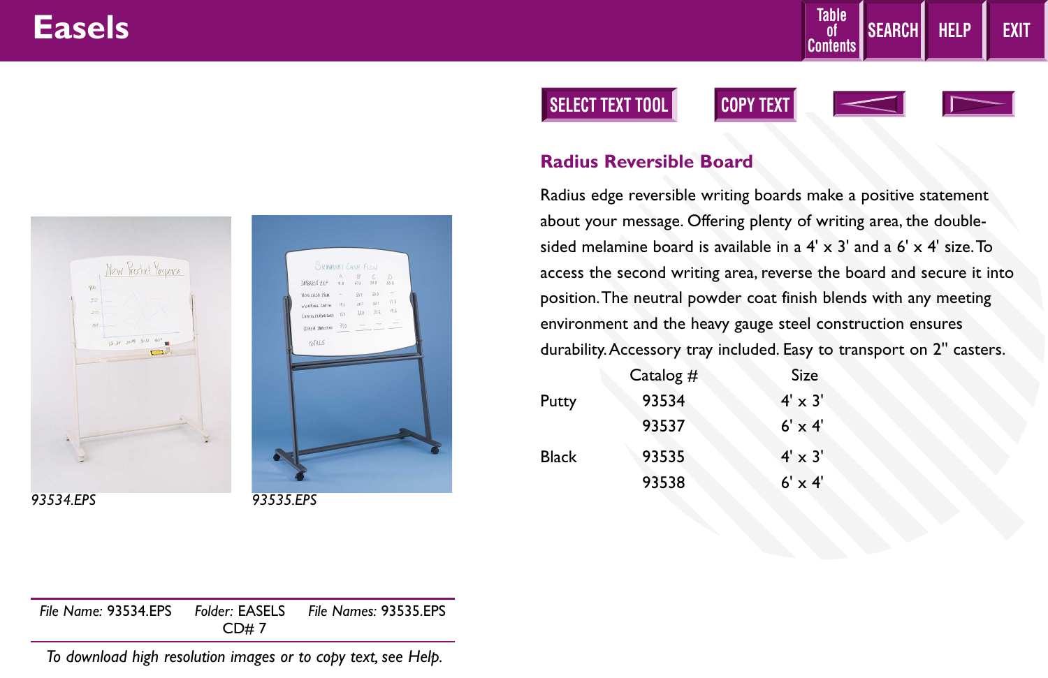# Easels

## Radius Reversible Board

Radius edge reversible writing boards make a positive statement about your message. Offering plenty of writing area, the double-sided melamine board is available in a 4' x 3' and a 6' x 4' size. To access the second writing area, reverse the board and secure it into position. The neutral powder coat finish blends with any meeting environment and the heavy gauge steel construction ensures durability. Accessory tray included. Easy to transport on 2" casters.

| | Catalog # | Size |
|---|---|---|
| Putty | 93534 | 4' x 3' |
| | 93537 | 6' x 4' |
| Black | 93535 | 4' x 3' |
| | 93538 | 6' x 4' |

*93534.EPS*

*93535.EPS*

*File Name:* 93534.EPS *Folder:* EASELS CD# 7 *File Names:* 93535.EPS

*To download high resolution images or to copy text, see Help.*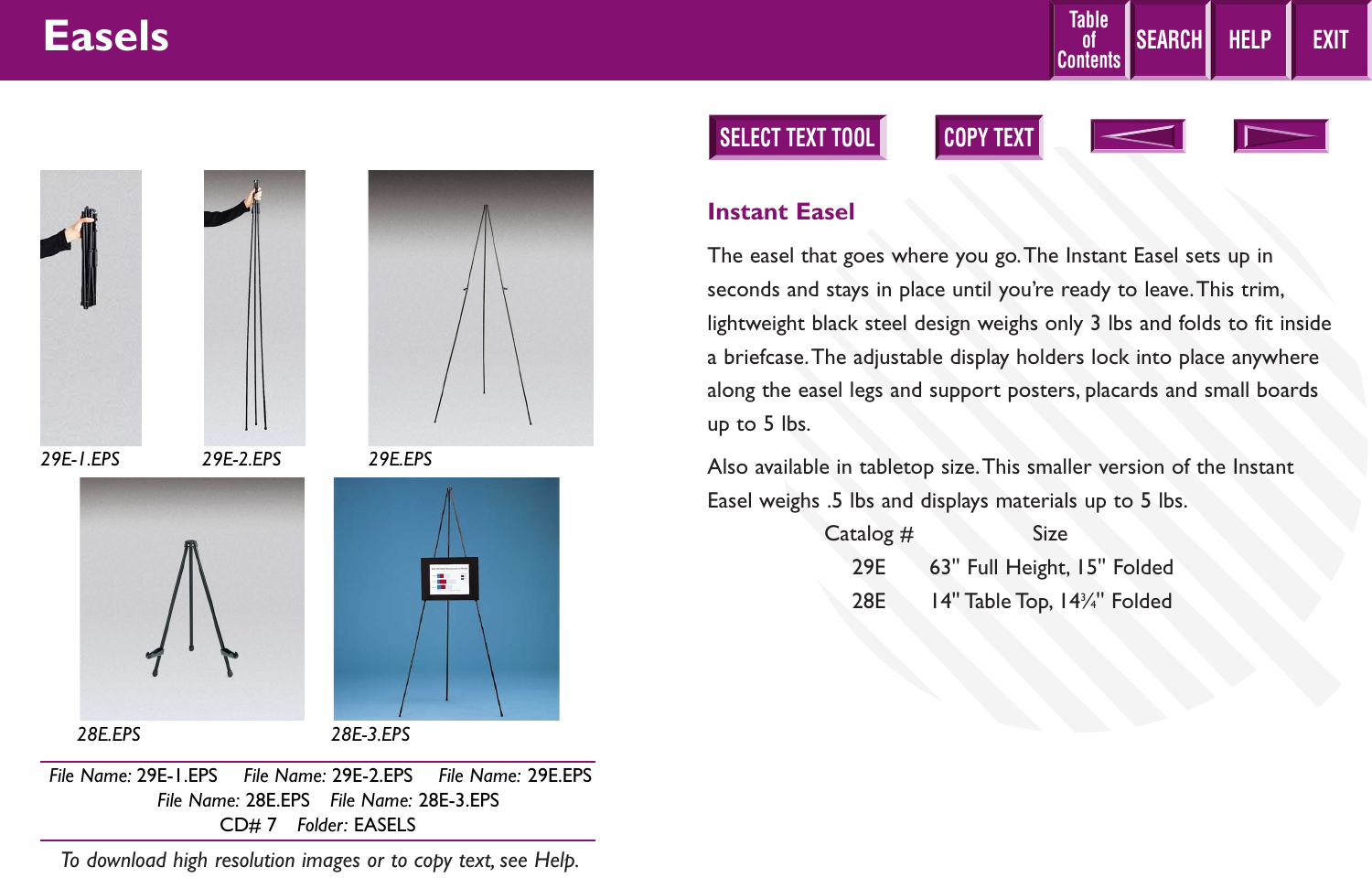# Easels

## Instant Easel

The easel that goes where you go. The Instant Easel sets up in seconds and stays in place until you're ready to leave. This trim, lightweight black steel design weighs only 3 lbs and folds to fit inside a briefcase. The adjustable display holders lock into place anywhere along the easel legs and support posters, placards and small boards up to 5 lbs.

Also available in tabletop size. This smaller version of the Instant Easel weighs .5 lbs and displays materials up to 5 lbs.

| Catalog # | Size |
|---|---|
| 29E | 63" Full Height, 15" Folded |
| 28E | 14" Table Top, 14¾" Folded |

*29E-1.EPS* *29E-2.EPS* *29E.EPS*

*28E.EPS* *28E-3.EPS*

*File Name:* 29E-1.EPS *File Name:* 29E-2.EPS *File Name:* 29E.EPS
*File Name:* 28E.EPS *File Name:* 28E-3.EPS
CD# 7 *Folder:* EASELS

*To download high resolution images or to copy text, see Help.*